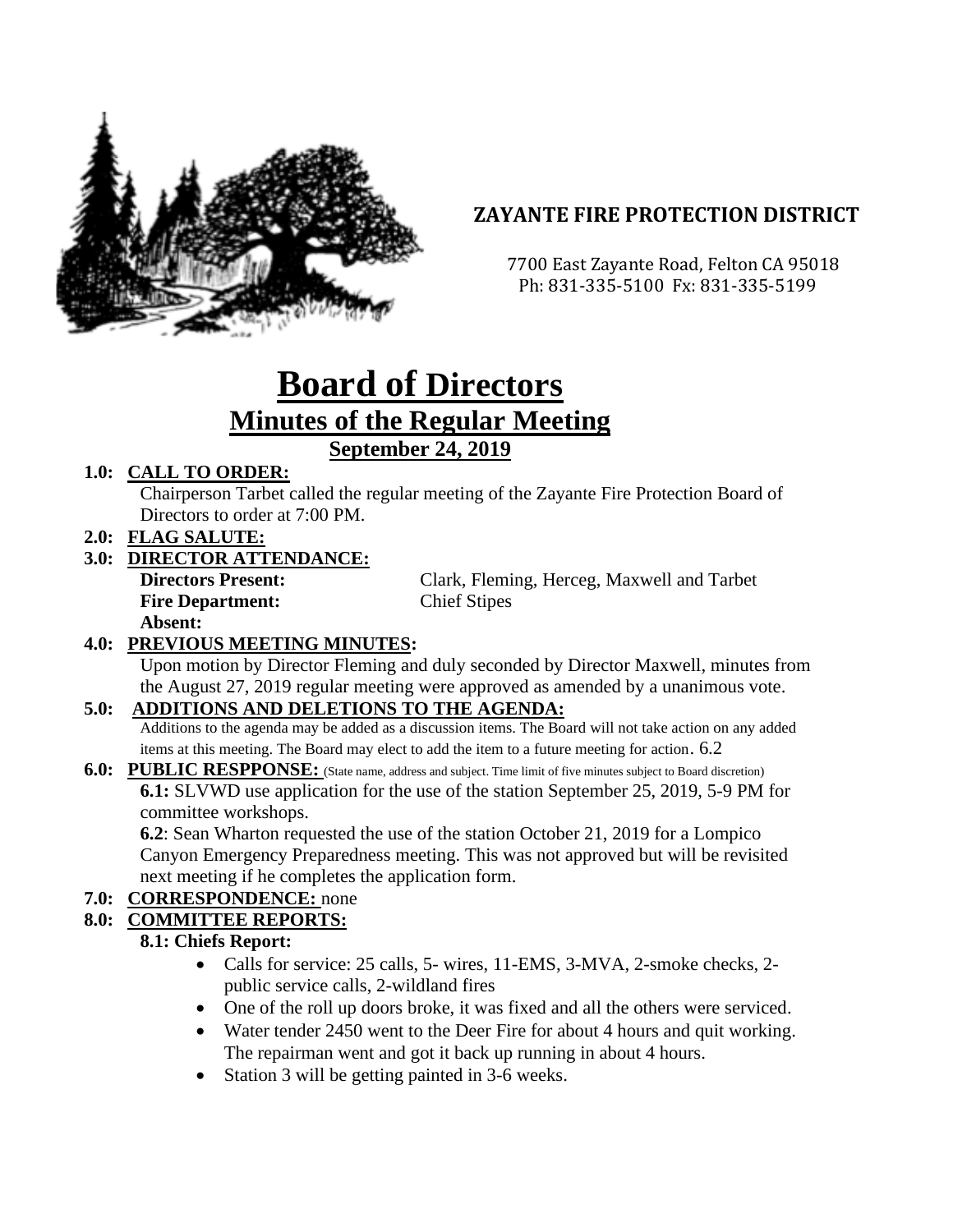## ZAYANTE FIRE PROTECTION DISTRICT

7700 East Zayante Road, Felton CA 95018
Ph: 831-335-5100 Fx: 831-335-5199

# Board of Directors

## Minutes of the Regular Meeting

### September 24, 2019

**1.0: CALL TO ORDER:**

Chairperson Tarbet called the regular meeting of the Zayante Fire Protection Board of Directors to order at 7:00 PM.

**2.0: FLAG SALUTE:**

**3.0: DIRECTOR ATTENDANCE:**

**Directors Present:** Clark, Fleming, Herceg, Maxwell and Tarbet
**Fire Department:** Chief Stipes
**Absent:**

**4.0: PREVIOUS MEETING MINUTES:**

Upon motion by Director Fleming and duly seconded by Director Maxwell, minutes from the August 27, 2019 regular meeting were approved as amended by a unanimous vote.

**5.0: ADDITIONS AND DELETIONS TO THE AGENDA:**

Additions to the agenda may be added as a discussion items. The Board will not take action on any added items at this meeting. The Board may elect to add the item to a future meeting for action. 6.2

**6.0: PUBLIC RESPPONSE:** (State name, address and subject. Time limit of five minutes subject to Board discretion)

**6.1:** SLVWD use application for the use of the station September 25, 2019, 5-9 PM for committee workshops.

**6.2**: Sean Wharton requested the use of the station October 21, 2019 for a Lompico Canyon Emergency Preparedness meeting. This was not approved but will be revisited next meeting if he completes the application form.

**7.0: CORRESPONDENCE:** none

**8.0: COMMITTEE REPORTS:**

**8.1: Chiefs Report:**

- Calls for service: 25 calls, 5- wires, 11-EMS, 3-MVA, 2-smoke checks, 2-public service calls, 2-wildland fires
- One of the roll up doors broke, it was fixed and all the others were serviced.
- Water tender 2450 went to the Deer Fire for about 4 hours and quit working. The repairman went and got it back up running in about 4 hours.
- Station 3 will be getting painted in 3-6 weeks.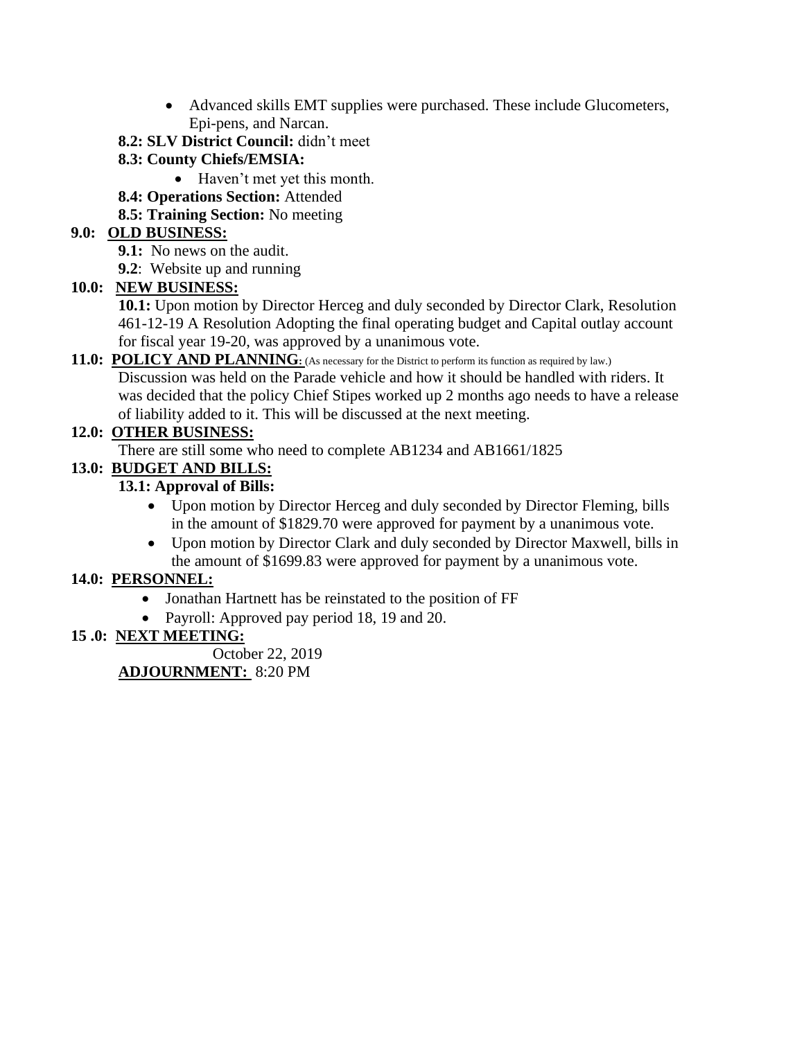- Advanced skills EMT supplies were purchased. These include Glucometers, Epi-pens, and Narcan.

**8.2: SLV District Council:** didn't meet

**8.3: County Chiefs/EMSIA:**

- Haven't met yet this month.

**8.4: Operations Section:** Attended

**8.5: Training Section:** No meeting

**9.0: <u>OLD BUSINESS:</u>**

**9.1:** No news on the audit.

**9.2**: Website up and running

**10.0: <u>NEW BUSINESS:</u>**

**10.1:** Upon motion by Director Herceg and duly seconded by Director Clark, Resolution 461-12-19 A Resolution Adopting the final operating budget and Capital outlay account for fiscal year 19-20, was approved by a unanimous vote.

**11.0: <u>POLICY AND PLANNING</u>:** (As necessary for the District to perform its function as required by law.)

Discussion was held on the Parade vehicle and how it should be handled with riders. It was decided that the policy Chief Stipes worked up 2 months ago needs to have a release of liability added to it. This will be discussed at the next meeting.

**12.0: <u>OTHER BUSINESS:</u>**

There are still some who need to complete AB1234 and AB1661/1825

**13.0: <u>BUDGET AND BILLS:</u>**

**13.1: Approval of Bills:**

- Upon motion by Director Herceg and duly seconded by Director Fleming, bills in the amount of $1829.70 were approved for payment by a unanimous vote.
- Upon motion by Director Clark and duly seconded by Director Maxwell, bills in the amount of $1699.83 were approved for payment by a unanimous vote.

**14.0: <u>PERSONNEL:</u>**

- Jonathan Hartnett has be reinstated to the position of FF
- Payroll: Approved pay period 18, 19 and 20.

**15 .0: <u>NEXT MEETING:</u>**

October 22, 2019

**<u>ADJOURNMENT:</u>** 8:20 PM